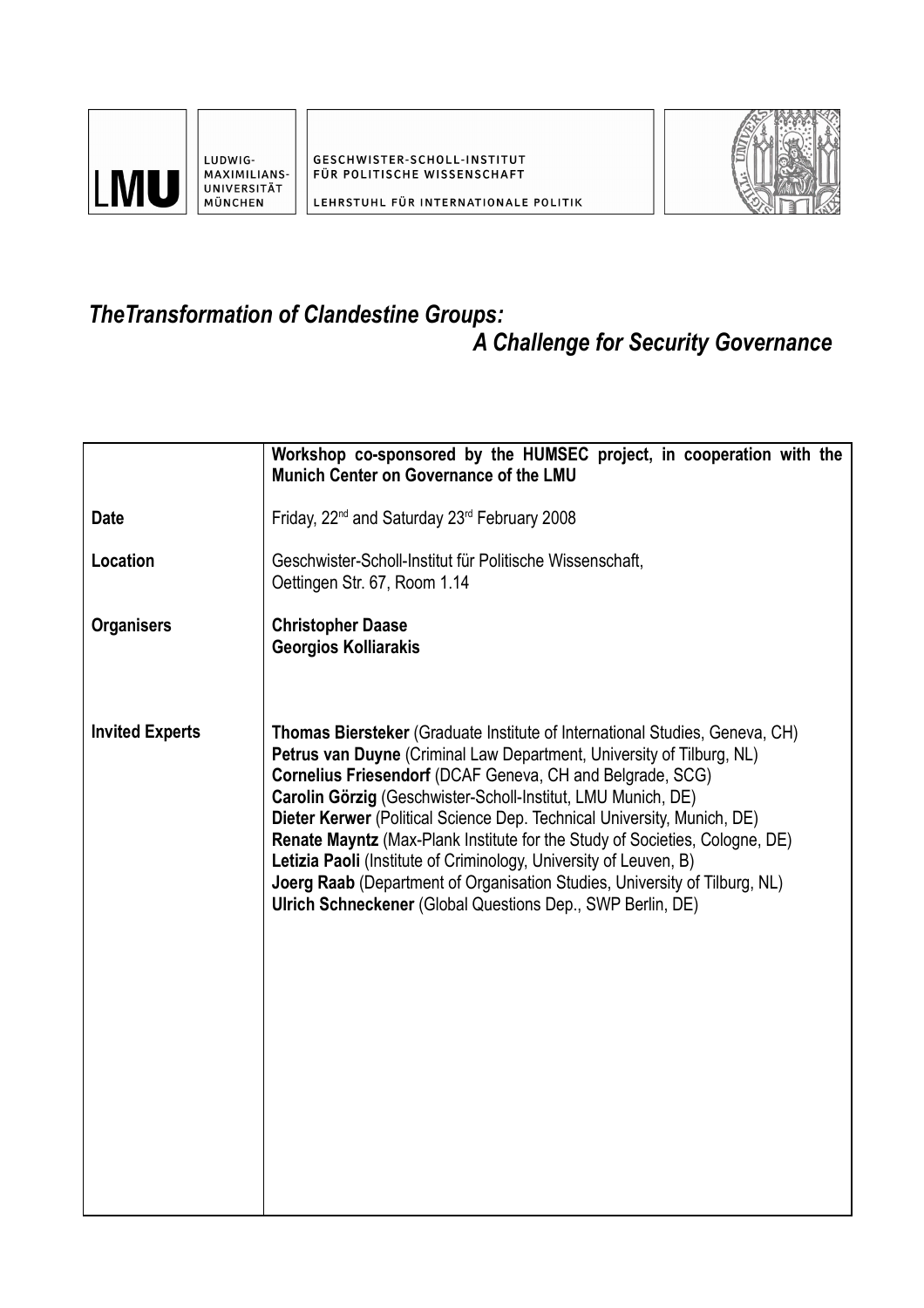LUDWIG-MAXIMILIANS-UNIVERSITÄT MÜNCHEN

GESCHWISTER-SCHOLL-INSTITUT FÜR POLITISCHE WISSENSCHAFT

LEHRSTUHL FÜR INTERNATIONALE POLITIK

# *TheTransformation of Clandestine Groups: A Challenge for Security Governance*

| | **Workshop co-sponsored by the HUMSEC project, in cooperation with the Munich Center on Governance of the LMU** |
|---|---|
| **Date** | Friday, 22nd and Saturday 23rd February 2008 |
| **Location** | Geschwister-Scholl-Institut für Politische Wissenschaft, Oettingen Str. 67, Room 1.14 |
| **Organisers** | **Christopher Daase**<br>**Georgios Kolliarakis** |
| **Invited Experts** | **Thomas Biersteker** (Graduate Institute of International Studies, Geneva, CH)<br>**Petrus van Duyne** (Criminal Law Department, University of Tilburg, NL)<br>**Cornelius Friesendorf** (DCAF Geneva, CH and Belgrade, SCG)<br>**Carolin Görzig** (Geschwister-Scholl-Institut, LMU Munich, DE)<br>**Dieter Kerwer** (Political Science Dep. Technical University, Munich, DE)<br>**Renate Mayntz** (Max-Plank Institute for the Study of Societies, Cologne, DE)<br>**Letizia Paoli** (Institute of Criminology, University of Leuven, B)<br>**Joerg Raab** (Department of Organisation Studies, University of Tilburg, NL)<br>**Ulrich Schneckener** (Global Questions Dep., SWP Berlin, DE) |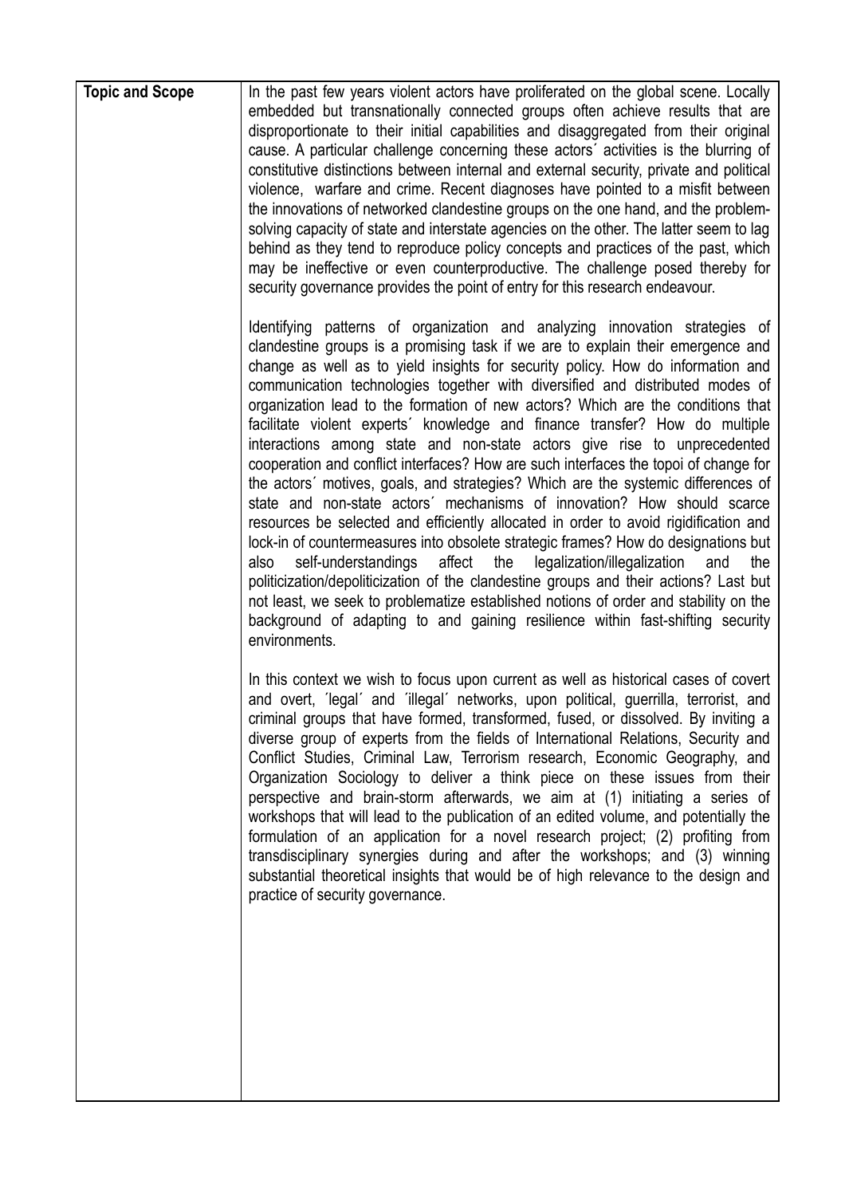| Topic and Scope | In the past few years violent actors have proliferated on the global scene. Locally embedded but transnationally connected groups often achieve results that are disproportionate to their initial capabilities and disaggregated from their original cause. A particular challenge concerning these actors´ activities is the blurring of constitutive distinctions between internal and external security, private and political violence, warfare and crime. Recent diagnoses have pointed to a misfit between the innovations of networked clandestine groups on the one hand, and the problem-solving capacity of state and interstate agencies on the other. The latter seem to lag behind as they tend to reproduce policy concepts and practices of the past, which may be ineffective or even counterproductive. The challenge posed thereby for security governance provides the point of entry for this research endeavour.<br><br>Identifying patterns of organization and analyzing innovation strategies of clandestine groups is a promising task if we are to explain their emergence and change as well as to yield insights for security policy. How do information and communication technologies together with diversified and distributed modes of organization lead to the formation of new actors? Which are the conditions that facilitate violent experts´ knowledge and finance transfer? How do multiple interactions among state and non-state actors give rise to unprecedented cooperation and conflict interfaces? How are such interfaces the topoi of change for the actors´ motives, goals, and strategies? Which are the systemic differences of state and non-state actors´ mechanisms of innovation? How should scarce resources be selected and efficiently allocated in order to avoid rigidification and lock-in of countermeasures into obsolete strategic frames? How do designations but also self-understandings affect the legalization/illegalization and the politicization/depoliticization of the clandestine groups and their actions? Last but not least, we seek to problematize established notions of order and stability on the background of adapting to and gaining resilience within fast-shifting security environments.<br><br>In this context we wish to focus upon current as well as historical cases of covert and overt, ´legal´ and ´illegal´ networks, upon political, guerrilla, terrorist, and criminal groups that have formed, transformed, fused, or dissolved. By inviting a diverse group of experts from the fields of International Relations, Security and Conflict Studies, Criminal Law, Terrorism research, Economic Geography, and Organization Sociology to deliver a think piece on these issues from their perspective and brain-storm afterwards, we aim at (1) initiating a series of workshops that will lead to the publication of an edited volume, and potentially the formulation of an application for a novel research project; (2) profiting from transdisciplinary synergies during and after the workshops; and (3) winning substantial theoretical insights that would be of high relevance to the design and practice of security governance. |
|---|---|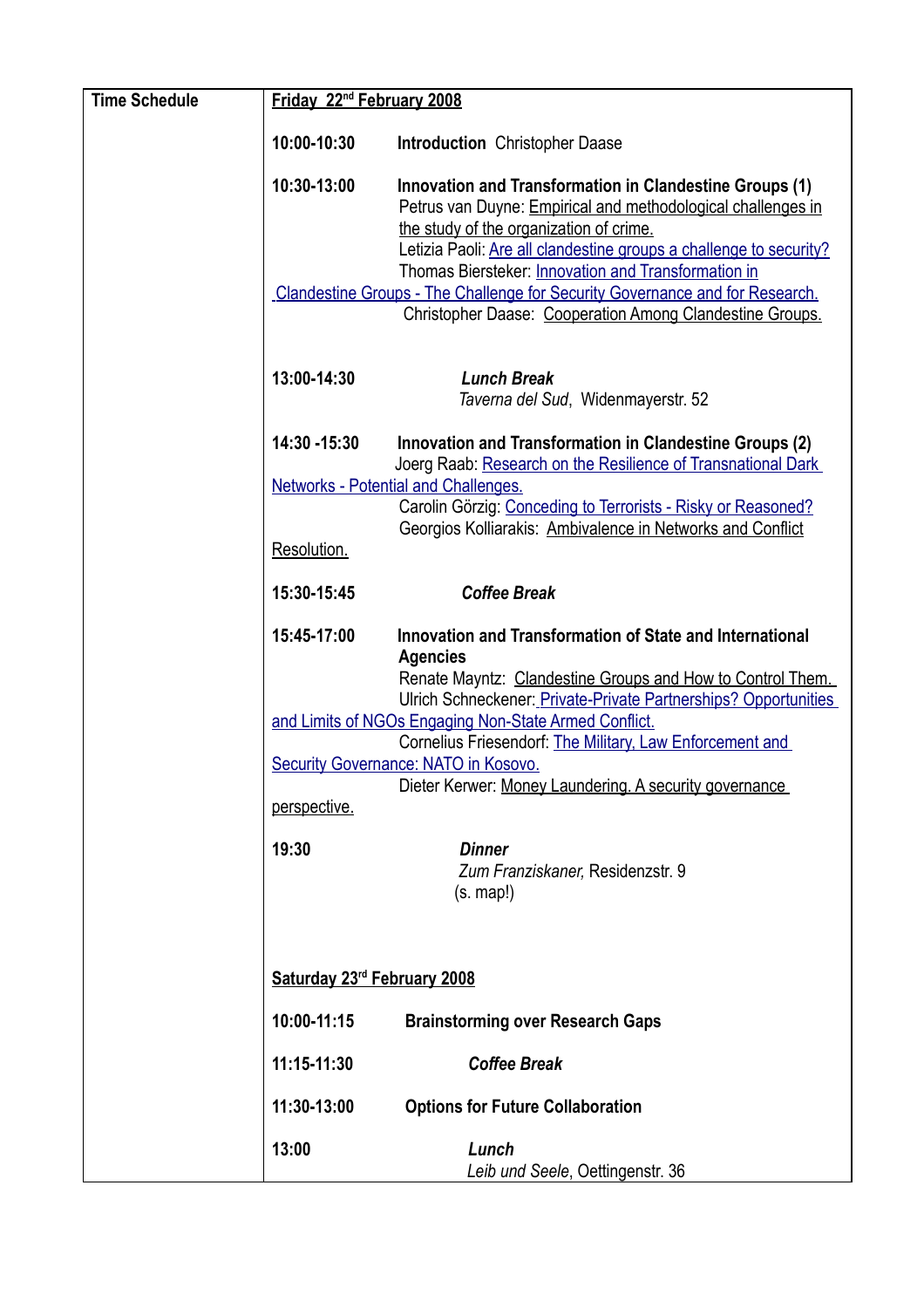| Time Schedule | **Friday 22nd February 2008** |
|---|---|
| | **10:00-10:30** **Introduction** Christopher Daase |
| | **10:30-13:00** **Innovation and Transformation in Clandestine Groups (1)**<br>Petrus van Duyne: Empirical and methodological challenges in the study of the organization of crime.<br>Letizia Paoli: Are all clandestine groups a challenge to security?<br>Thomas Biersteker: Innovation and Transformation in Clandestine Groups - The Challenge for Security Governance and for Research.<br>Christopher Daase: Cooperation Among Clandestine Groups. |
| | **13:00-14:30** ***Lunch Break***<br>*Taverna del Sud*, Widenmayerstr. 52 |
| | **14:30 -15:30** **Innovation and Transformation in Clandestine Groups (2)**<br>Joerg Raab: Research on the Resilience of Transnational Dark Networks - Potential and Challenges.<br>Carolin Görzig: Conceding to Terrorists - Risky or Reasoned?<br>Georgios Kolliarakis: Ambivalence in Networks and Conflict Resolution. |
| | **15:30-15:45** ***Coffee Break*** |
| | **15:45-17:00** **Innovation and Transformation of State and International Agencies**<br>Renate Mayntz: Clandestine Groups and How to Control Them.<br>Ulrich Schneckener: Private-Private Partnerships? Opportunities and Limits of NGOs Engaging Non-State Armed Conflict.<br>Cornelius Friesendorf: The Military, Law Enforcement and Security Governance: NATO in Kosovo.<br>Dieter Kerwer: Money Laundering. A security governance perspective. |
| | **19:30** ***Dinner***<br>*Zum Franziskaner,* Residenzstr. 9<br>(s. map!) |
| | **Saturday 23rd February 2008** |
| | **10:00-11:15** **Brainstorming over Research Gaps** |
| | **11:15-11:30** ***Coffee Break*** |
| | **11:30-13:00** **Options for Future Collaboration** |
| | **13:00** ***Lunch***<br>*Leib und Seele*, Oettingenstr. 36 |